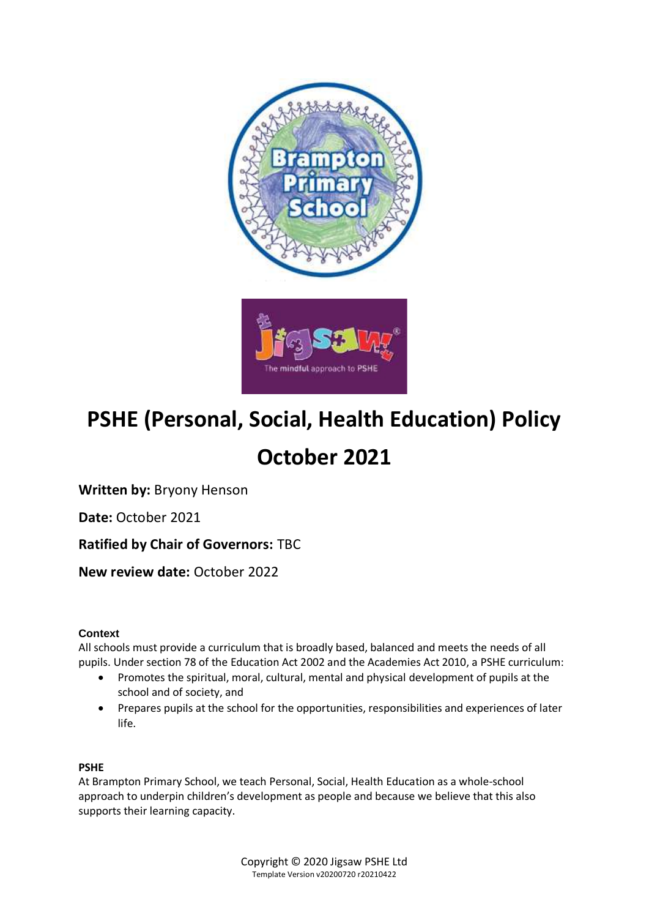# PSHE (Personal, Social, Health Education) Policy

# October 2021

**Written by:** Bryony Henson

**Date:** October 2021

**Ratified by Chair of Governors:** TBC

**New review date:** October 2022

### Context

All schools must provide a curriculum that is broadly based, balanced and meets the needs of all pupils. Under section 78 of the Education Act 2002 and the Academies Act 2010, a PSHE curriculum:

- Promotes the spiritual, moral, cultural, mental and physical development of pupils at the school and of society, and
- Prepares pupils at the school for the opportunities, responsibilities and experiences of later life.

### PSHE

At Brampton Primary School, we teach Personal, Social, Health Education as a whole-school approach to underpin children's development as people and because we believe that this also supports their learning capacity.

Copyright © 2020 Jigsaw PSHE Ltd
Template Version v20200720 r20210422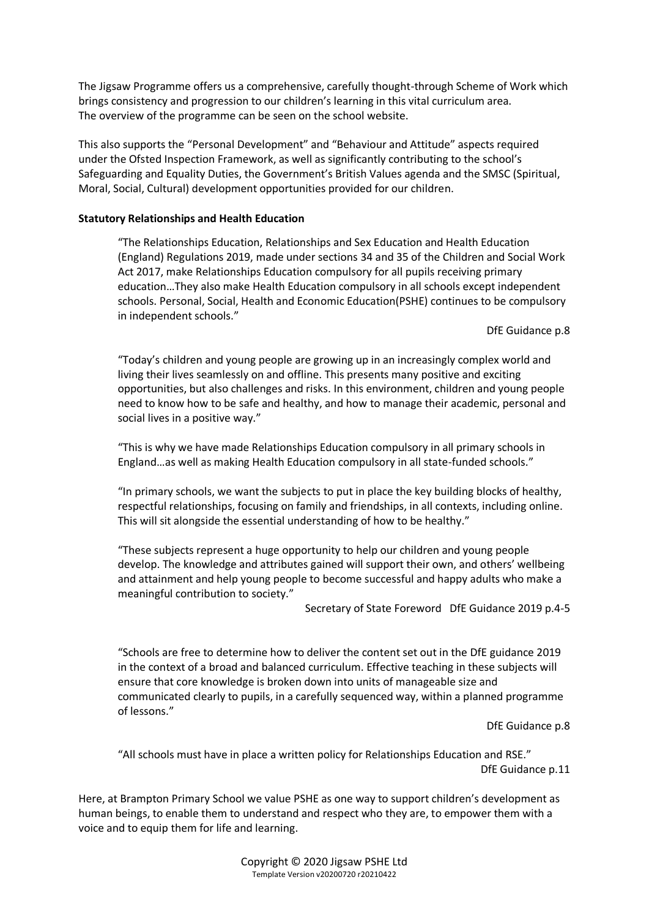The Jigsaw Programme offers us a comprehensive, carefully thought-through Scheme of Work which brings consistency and progression to our children's learning in this vital curriculum area. The overview of the programme can be seen on the school website.

This also supports the "Personal Development" and "Behaviour and Attitude" aspects required under the Ofsted Inspection Framework, as well as significantly contributing to the school's Safeguarding and Equality Duties, the Government's British Values agenda and the SMSC (Spiritual, Moral, Social, Cultural) development opportunities provided for our children.

**Statutory Relationships and Health Education**

> "The Relationships Education, Relationships and Sex Education and Health Education (England) Regulations 2019, made under sections 34 and 35 of the Children and Social Work Act 2017, make Relationships Education compulsory for all pupils receiving primary education…They also make Health Education compulsory in all schools except independent schools. Personal, Social, Health and Economic Education(PSHE) continues to be compulsory in independent schools."
>
> DfE Guidance p.8

> "Today's children and young people are growing up in an increasingly complex world and living their lives seamlessly on and offline. This presents many positive and exciting opportunities, but also challenges and risks. In this environment, children and young people need to know how to be safe and healthy, and how to manage their academic, personal and social lives in a positive way."
>
> "This is why we have made Relationships Education compulsory in all primary schools in England…as well as making Health Education compulsory in all state-funded schools."
>
> "In primary schools, we want the subjects to put in place the key building blocks of healthy, respectful relationships, focusing on family and friendships, in all contexts, including online. This will sit alongside the essential understanding of how to be healthy."
>
> "These subjects represent a huge opportunity to help our children and young people develop. The knowledge and attributes gained will support their own, and others' wellbeing and attainment and help young people to become successful and happy adults who make a meaningful contribution to society."
>
> Secretary of State Foreword DfE Guidance 2019 p.4-5

> "Schools are free to determine how to deliver the content set out in the DfE guidance 2019 in the context of a broad and balanced curriculum. Effective teaching in these subjects will ensure that core knowledge is broken down into units of manageable size and communicated clearly to pupils, in a carefully sequenced way, within a planned programme of lessons."
>
> DfE Guidance p.8

> "All schools must have in place a written policy for Relationships Education and RSE."
>
> DfE Guidance p.11

Here, at Brampton Primary School we value PSHE as one way to support children's development as human beings, to enable them to understand and respect who they are, to empower them with a voice and to equip them for life and learning.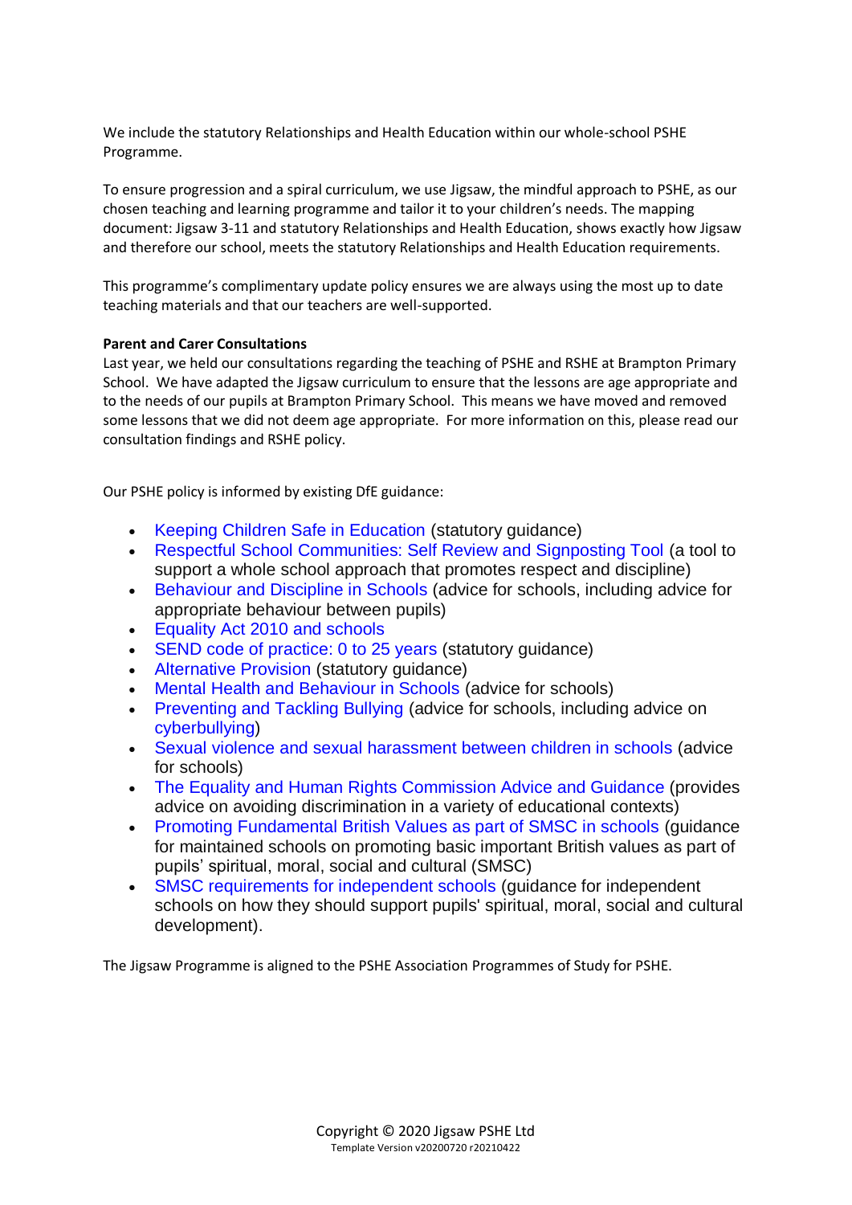We include the statutory Relationships and Health Education within our whole-school PSHE Programme.

To ensure progression and a spiral curriculum, we use Jigsaw, the mindful approach to PSHE, as our chosen teaching and learning programme and tailor it to your children's needs. The mapping document: Jigsaw 3-11 and statutory Relationships and Health Education, shows exactly how Jigsaw and therefore our school, meets the statutory Relationships and Health Education requirements.

This programme's complimentary update policy ensures we are always using the most up to date teaching materials and that our teachers are well-supported.

**Parent and Carer Consultations**

Last year, we held our consultations regarding the teaching of PSHE and RSHE at Brampton Primary School. We have adapted the Jigsaw curriculum to ensure that the lessons are age appropriate and to the needs of our pupils at Brampton Primary School. This means we have moved and removed some lessons that we did not deem age appropriate. For more information on this, please read our consultation findings and RSHE policy.

Our PSHE policy is informed by existing DfE guidance:

- Keeping Children Safe in Education (statutory guidance)
- Respectful School Communities: Self Review and Signposting Tool (a tool to support a whole school approach that promotes respect and discipline)
- Behaviour and Discipline in Schools (advice for schools, including advice for appropriate behaviour between pupils)
- Equality Act 2010 and schools
- SEND code of practice: 0 to 25 years (statutory guidance)
- Alternative Provision (statutory guidance)
- Mental Health and Behaviour in Schools (advice for schools)
- Preventing and Tackling Bullying (advice for schools, including advice on cyberbullying)
- Sexual violence and sexual harassment between children in schools (advice for schools)
- The Equality and Human Rights Commission Advice and Guidance (provides advice on avoiding discrimination in a variety of educational contexts)
- Promoting Fundamental British Values as part of SMSC in schools (guidance for maintained schools on promoting basic important British values as part of pupils' spiritual, moral, social and cultural (SMSC)
- SMSC requirements for independent schools (guidance for independent schools on how they should support pupils' spiritual, moral, social and cultural development).

The Jigsaw Programme is aligned to the PSHE Association Programmes of Study for PSHE.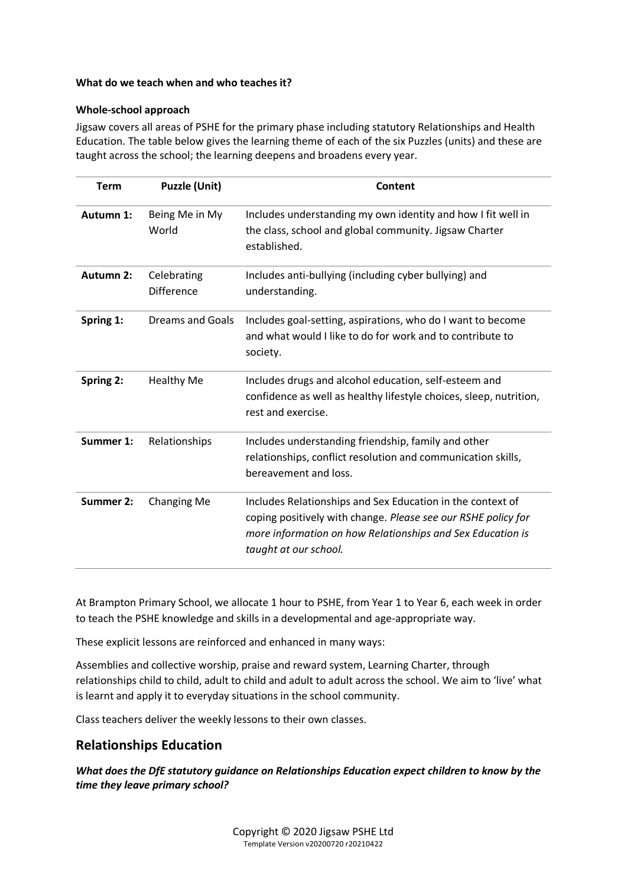**What do we teach when and who teaches it?**

**Whole-school approach**

Jigsaw covers all areas of PSHE for the primary phase including statutory Relationships and Health Education. The table below gives the learning theme of each of the six Puzzles (units) and these are taught across the school; the learning deepens and broadens every year.

| Term | Puzzle (Unit) | Content |
|---|---|---|
| **Autumn 1:** | Being Me in My World | Includes understanding my own identity and how I fit well in the class, school and global community. Jigsaw Charter established. |
| **Autumn 2:** | Celebrating Difference | Includes anti-bullying (including cyber bullying) and understanding. |
| **Spring 1:** | Dreams and Goals | Includes goal-setting, aspirations, who do I want to become and what would I like to do for work and to contribute to society. |
| **Spring 2:** | Healthy Me | Includes drugs and alcohol education, self-esteem and confidence as well as healthy lifestyle choices, sleep, nutrition, rest and exercise. |
| **Summer 1:** | Relationships | Includes understanding friendship, family and other relationships, conflict resolution and communication skills, bereavement and loss. |
| **Summer 2:** | Changing Me | Includes Relationships and Sex Education in the context of coping positively with change. *Please see our RSHE policy for more information on how Relationships and Sex Education is taught at our school.* |

At Brampton Primary School, we allocate 1 hour to PSHE, from Year 1 to Year 6, each week in order to teach the PSHE knowledge and skills in a developmental and age-appropriate way.

These explicit lessons are reinforced and enhanced in many ways:

Assemblies and collective worship, praise and reward system, Learning Charter, through relationships child to child, adult to child and adult to adult across the school. We aim to 'live' what is learnt and apply it to everyday situations in the school community.

Class teachers deliver the weekly lessons to their own classes.

## Relationships Education

***What does the DfE statutory guidance on Relationships Education expect children to know by the time they leave primary school?***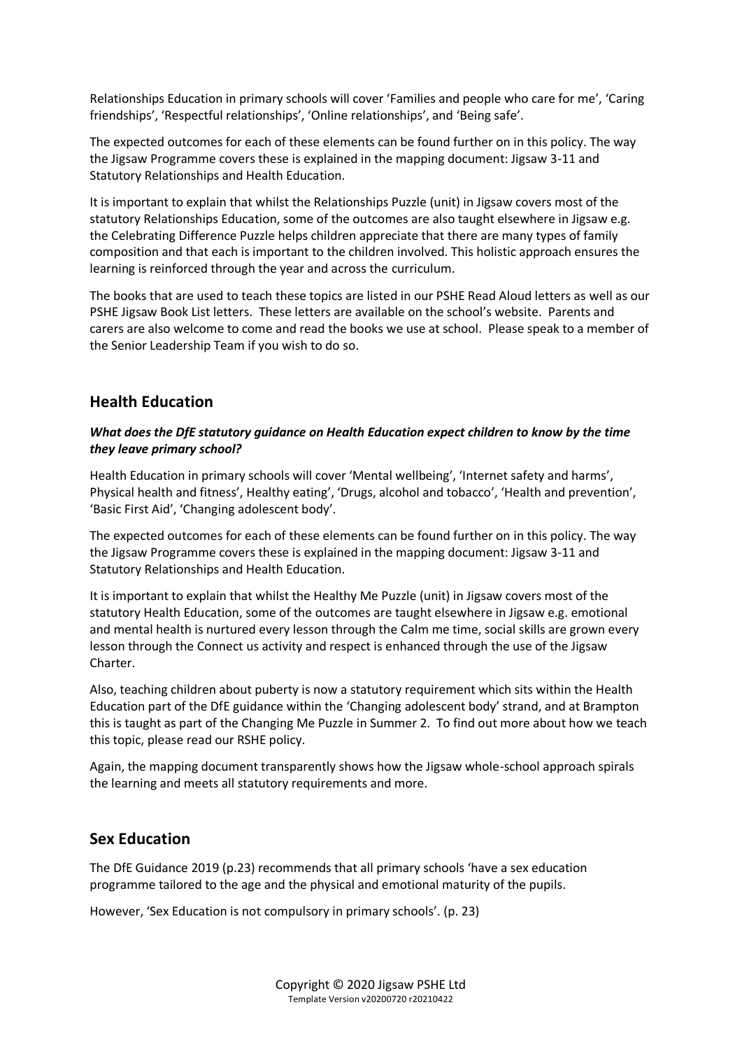Relationships Education in primary schools will cover 'Families and people who care for me', 'Caring friendships', 'Respectful relationships', 'Online relationships', and 'Being safe'.

The expected outcomes for each of these elements can be found further on in this policy. The way the Jigsaw Programme covers these is explained in the mapping document: Jigsaw 3-11 and Statutory Relationships and Health Education.

It is important to explain that whilst the Relationships Puzzle (unit) in Jigsaw covers most of the statutory Relationships Education, some of the outcomes are also taught elsewhere in Jigsaw e.g. the Celebrating Difference Puzzle helps children appreciate that there are many types of family composition and that each is important to the children involved. This holistic approach ensures the learning is reinforced through the year and across the curriculum.

The books that are used to teach these topics are listed in our PSHE Read Aloud letters as well as our PSHE Jigsaw Book List letters. These letters are available on the school's website. Parents and carers are also welcome to come and read the books we use at school. Please speak to a member of the Senior Leadership Team if you wish to do so.

## Health Education

***What does the DfE statutory guidance on Health Education expect children to know by the time they leave primary school?***

Health Education in primary schools will cover 'Mental wellbeing', 'Internet safety and harms', Physical health and fitness', Healthy eating', 'Drugs, alcohol and tobacco', 'Health and prevention', 'Basic First Aid', 'Changing adolescent body'.

The expected outcomes for each of these elements can be found further on in this policy. The way the Jigsaw Programme covers these is explained in the mapping document: Jigsaw 3-11 and Statutory Relationships and Health Education.

It is important to explain that whilst the Healthy Me Puzzle (unit) in Jigsaw covers most of the statutory Health Education, some of the outcomes are taught elsewhere in Jigsaw e.g. emotional and mental health is nurtured every lesson through the Calm me time, social skills are grown every lesson through the Connect us activity and respect is enhanced through the use of the Jigsaw Charter.

Also, teaching children about puberty is now a statutory requirement which sits within the Health Education part of the DfE guidance within the 'Changing adolescent body' strand, and at Brampton this is taught as part of the Changing Me Puzzle in Summer 2. To find out more about how we teach this topic, please read our RSHE policy.

Again, the mapping document transparently shows how the Jigsaw whole-school approach spirals the learning and meets all statutory requirements and more.

## Sex Education

The DfE Guidance 2019 (p.23) recommends that all primary schools 'have a sex education programme tailored to the age and the physical and emotional maturity of the pupils.

However, 'Sex Education is not compulsory in primary schools'. (p. 23)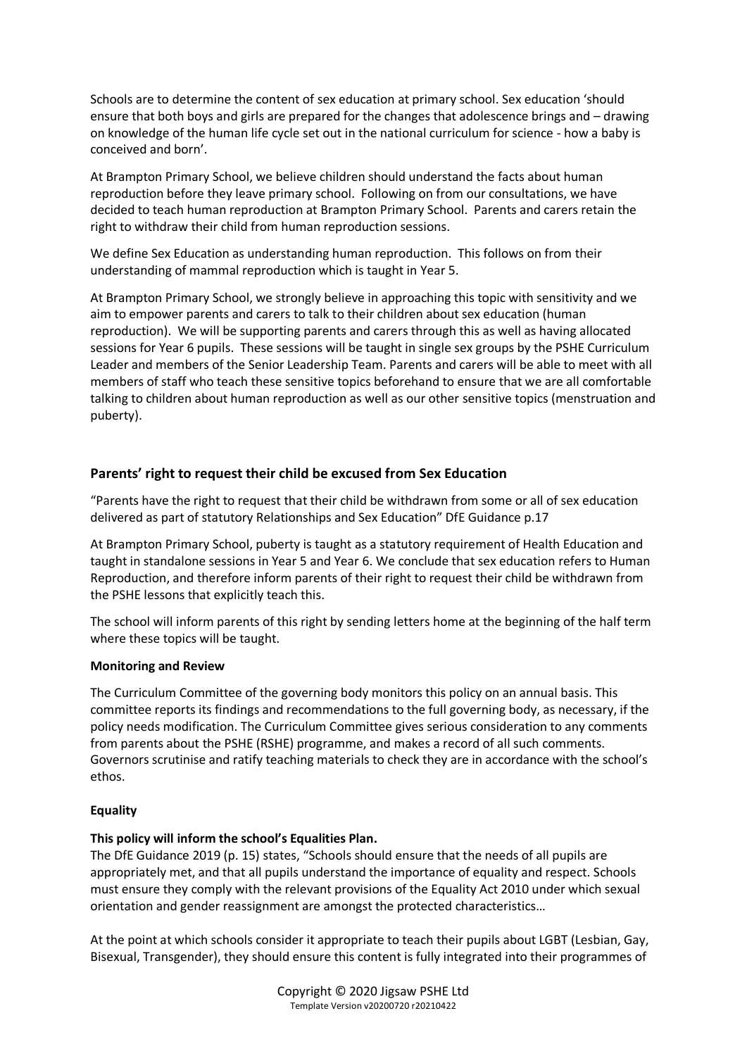Schools are to determine the content of sex education at primary school. Sex education 'should ensure that both boys and girls are prepared for the changes that adolescence brings and – drawing on knowledge of the human life cycle set out in the national curriculum for science - how a baby is conceived and born'.

At Brampton Primary School, we believe children should understand the facts about human reproduction before they leave primary school. Following on from our consultations, we have decided to teach human reproduction at Brampton Primary School. Parents and carers retain the right to withdraw their child from human reproduction sessions.

We define Sex Education as understanding human reproduction. This follows on from their understanding of mammal reproduction which is taught in Year 5.

At Brampton Primary School, we strongly believe in approaching this topic with sensitivity and we aim to empower parents and carers to talk to their children about sex education (human reproduction). We will be supporting parents and carers through this as well as having allocated sessions for Year 6 pupils. These sessions will be taught in single sex groups by the PSHE Curriculum Leader and members of the Senior Leadership Team. Parents and carers will be able to meet with all members of staff who teach these sensitive topics beforehand to ensure that we are all comfortable talking to children about human reproduction as well as our other sensitive topics (menstruation and puberty).

## Parents' right to request their child be excused from Sex Education

"Parents have the right to request that their child be withdrawn from some or all of sex education delivered as part of statutory Relationships and Sex Education" DfE Guidance p.17

At Brampton Primary School, puberty is taught as a statutory requirement of Health Education and taught in standalone sessions in Year 5 and Year 6. We conclude that sex education refers to Human Reproduction, and therefore inform parents of their right to request their child be withdrawn from the PSHE lessons that explicitly teach this.

The school will inform parents of this right by sending letters home at the beginning of the half term where these topics will be taught.

**Monitoring and Review**

The Curriculum Committee of the governing body monitors this policy on an annual basis. This committee reports its findings and recommendations to the full governing body, as necessary, if the policy needs modification. The Curriculum Committee gives serious consideration to any comments from parents about the PSHE (RSHE) programme, and makes a record of all such comments. Governors scrutinise and ratify teaching materials to check they are in accordance with the school's ethos.

**Equality**

**This policy will inform the school's Equalities Plan.**

The DfE Guidance 2019 (p. 15) states, "Schools should ensure that the needs of all pupils are appropriately met, and that all pupils understand the importance of equality and respect. Schools must ensure they comply with the relevant provisions of the Equality Act 2010 under which sexual orientation and gender reassignment are amongst the protected characteristics…

At the point at which schools consider it appropriate to teach their pupils about LGBT (Lesbian, Gay, Bisexual, Transgender), they should ensure this content is fully integrated into their programmes of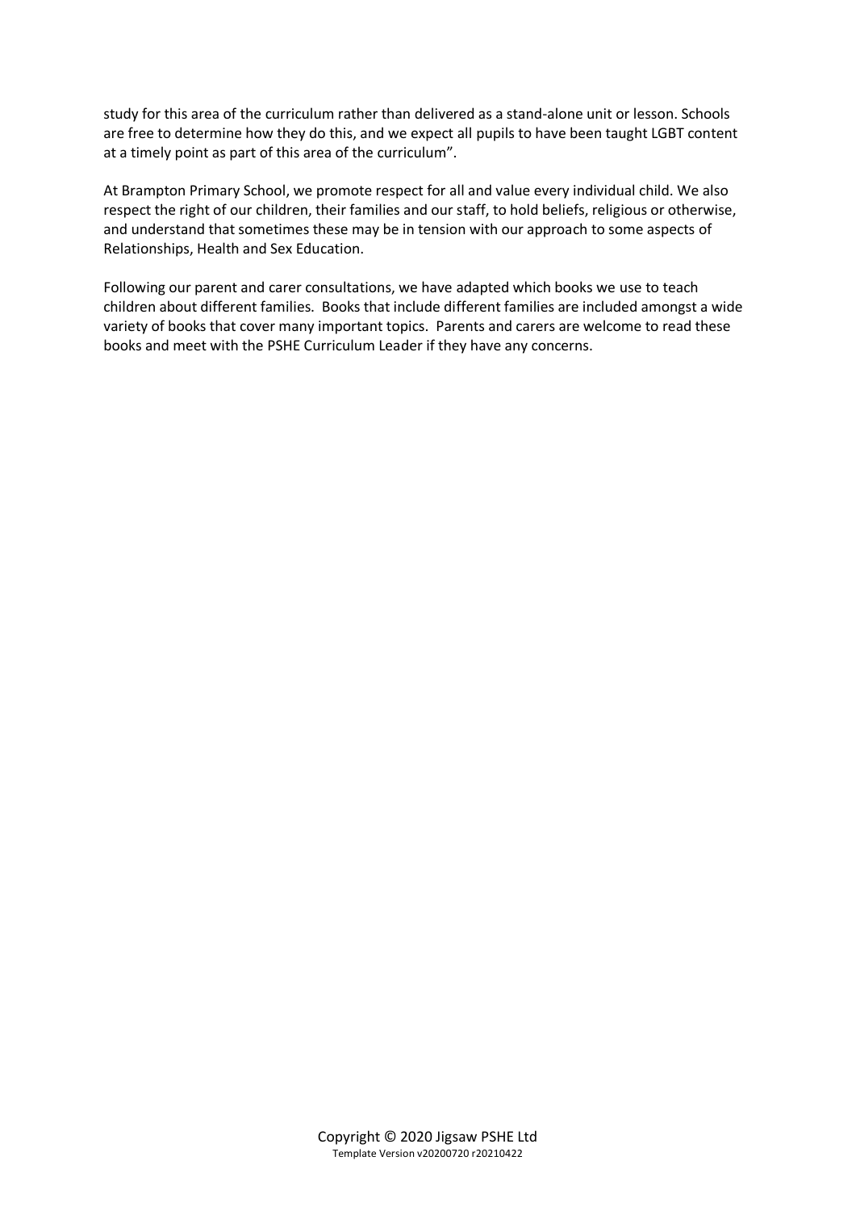study for this area of the curriculum rather than delivered as a stand-alone unit or lesson. Schools are free to determine how they do this, and we expect all pupils to have been taught LGBT content at a timely point as part of this area of the curriculum".

At Brampton Primary School, we promote respect for all and value every individual child. We also respect the right of our children, their families and our staff, to hold beliefs, religious or otherwise, and understand that sometimes these may be in tension with our approach to some aspects of Relationships, Health and Sex Education.

Following our parent and carer consultations, we have adapted which books we use to teach children about different families. Books that include different families are included amongst a wide variety of books that cover many important topics. Parents and carers are welcome to read these books and meet with the PSHE Curriculum Leader if they have any concerns.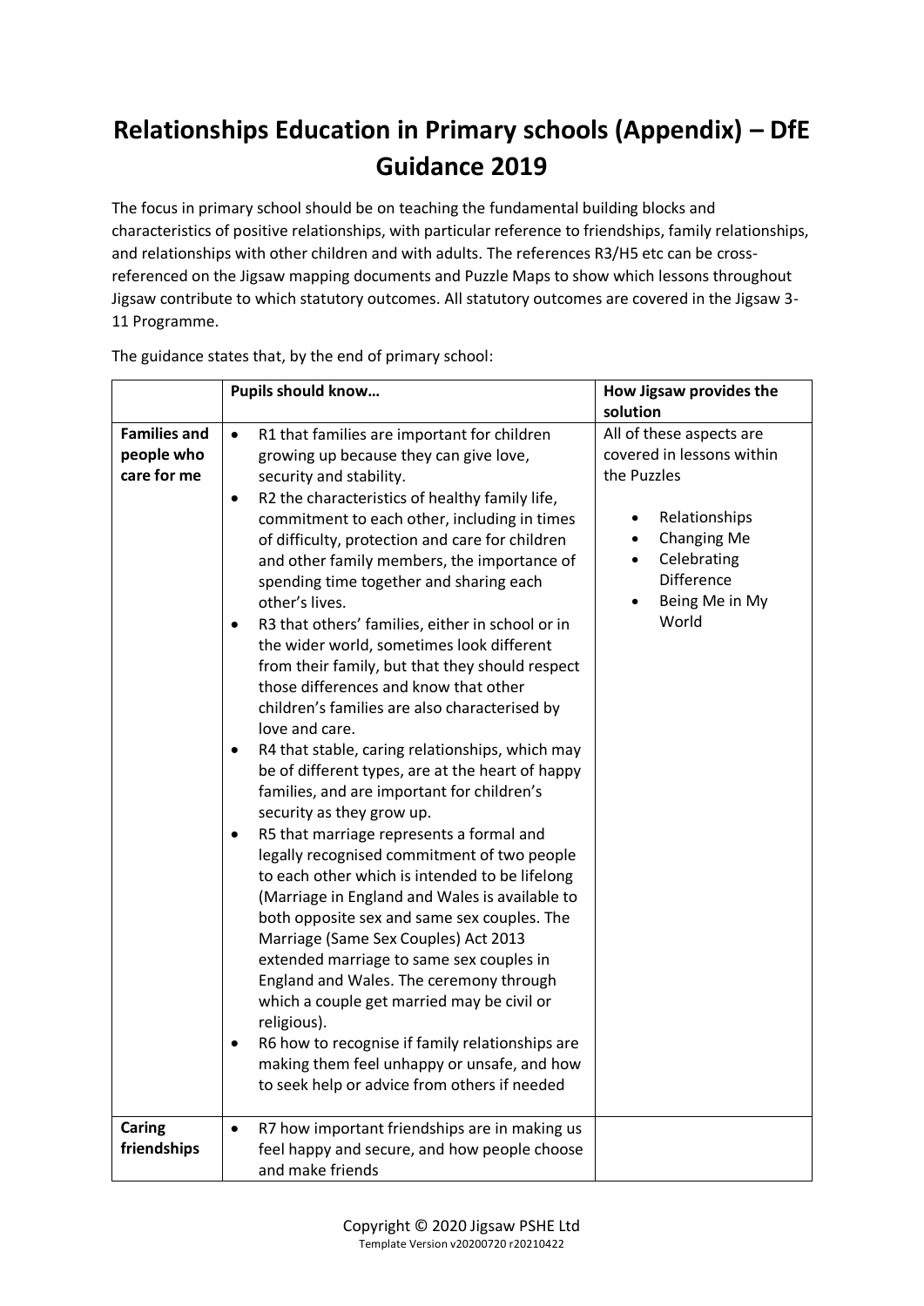# Relationships Education in Primary schools (Appendix) – DfE Guidance 2019

The focus in primary school should be on teaching the fundamental building blocks and characteristics of positive relationships, with particular reference to friendships, family relationships, and relationships with other children and with adults. The references R3/H5 etc can be cross-referenced on the Jigsaw mapping documents and Puzzle Maps to show which lessons throughout Jigsaw contribute to which statutory outcomes. All statutory outcomes are covered in the Jigsaw 3-11 Programme.

The guidance states that, by the end of primary school:

| | **Pupils should know…** | **How Jigsaw provides the solution** |
|---|---|---|
| **Families and people who care for me** | • R1 that families are important for children growing up because they can give love, security and stability.<br>• R2 the characteristics of healthy family life, commitment to each other, including in times of difficulty, protection and care for children and other family members, the importance of spending time together and sharing each other's lives.<br>• R3 that others' families, either in school or in the wider world, sometimes look different from their family, but that they should respect those differences and know that other children's families are also characterised by love and care.<br>• R4 that stable, caring relationships, which may be of different types, are at the heart of happy families, and are important for children's security as they grow up.<br>• R5 that marriage represents a formal and legally recognised commitment of two people to each other which is intended to be lifelong (Marriage in England and Wales is available to both opposite sex and same sex couples. The Marriage (Same Sex Couples) Act 2013 extended marriage to same sex couples in England and Wales. The ceremony through which a couple get married may be civil or religious).<br>• R6 how to recognise if family relationships are making them feel unhappy or unsafe, and how to seek help or advice from others if needed | All of these aspects are covered in lessons within the Puzzles<br><br>• Relationships<br>• Changing Me<br>• Celebrating Difference<br>• Being Me in My World |
| **Caring friendships** | • R7 how important friendships are in making us feel happy and secure, and how people choose and make friends | |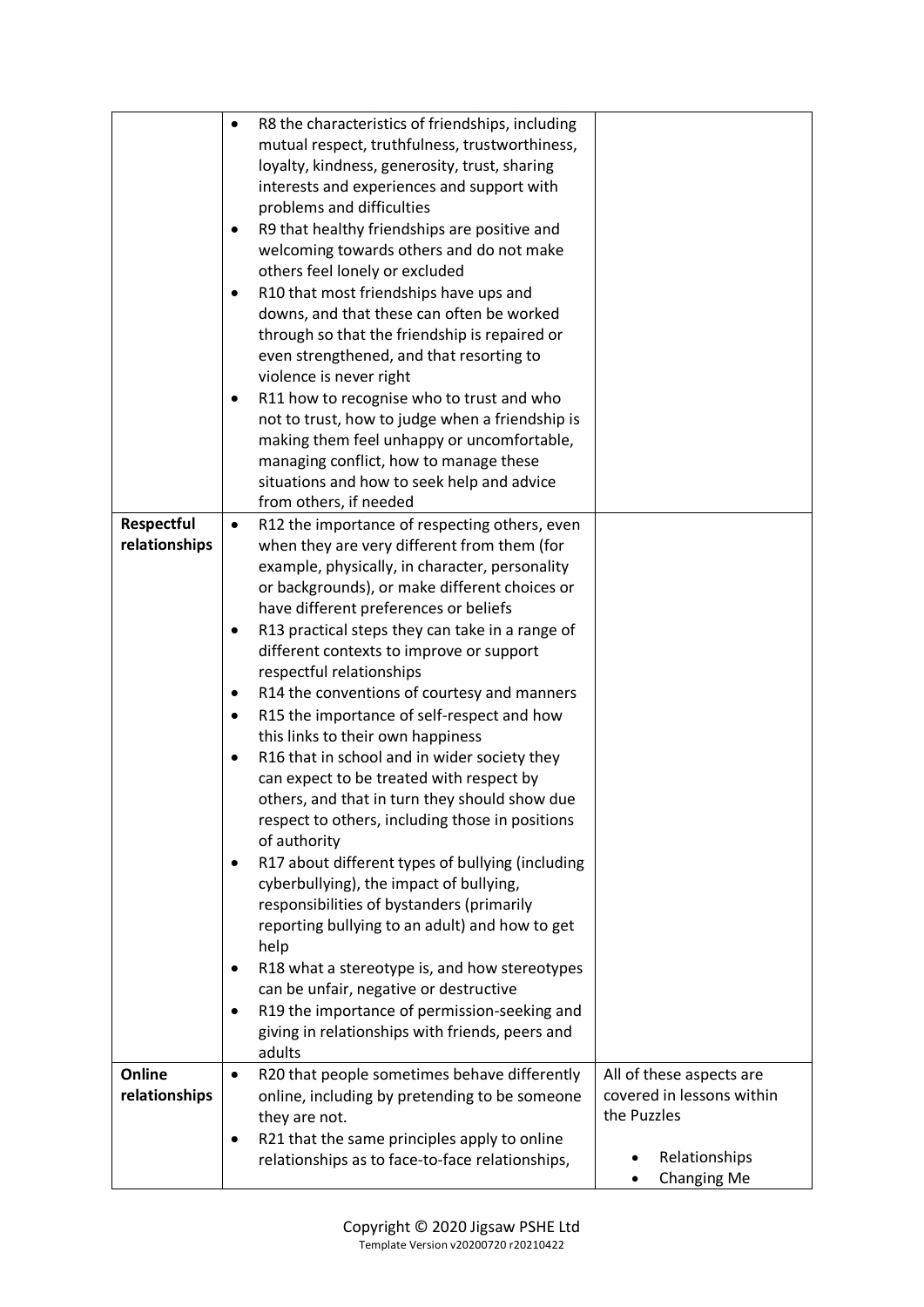| | | |
|---|---|---|
| | • R8 the characteristics of friendships, including mutual respect, truthfulness, trustworthiness, loyalty, kindness, generosity, trust, sharing interests and experiences and support with problems and difficulties<br>• R9 that healthy friendships are positive and welcoming towards others and do not make others feel lonely or excluded<br>• R10 that most friendships have ups and downs, and that these can often be worked through so that the friendship is repaired or even strengthened, and that resorting to violence is never right<br>• R11 how to recognise who to trust and who not to trust, how to judge when a friendship is making them feel unhappy or uncomfortable, managing conflict, how to manage these situations and how to seek help and advice from others, if needed | |
| **Respectful relationships** | • R12 the importance of respecting others, even when they are very different from them (for example, physically, in character, personality or backgrounds), or make different choices or have different preferences or beliefs<br>• R13 practical steps they can take in a range of different contexts to improve or support respectful relationships<br>• R14 the conventions of courtesy and manners<br>• R15 the importance of self-respect and how this links to their own happiness<br>• R16 that in school and in wider society they can expect to be treated with respect by others, and that in turn they should show due respect to others, including those in positions of authority<br>• R17 about different types of bullying (including cyberbullying), the impact of bullying, responsibilities of bystanders (primarily reporting bullying to an adult) and how to get help<br>• R18 what a stereotype is, and how stereotypes can be unfair, negative or destructive<br>• R19 the importance of permission-seeking and giving in relationships with friends, peers and adults | |
| **Online relationships** | • R20 that people sometimes behave differently online, including by pretending to be someone they are not.<br>• R21 that the same principles apply to online relationships as to face-to-face relationships, | All of these aspects are covered in lessons within the Puzzles<br><br>• Relationships<br>• Changing Me |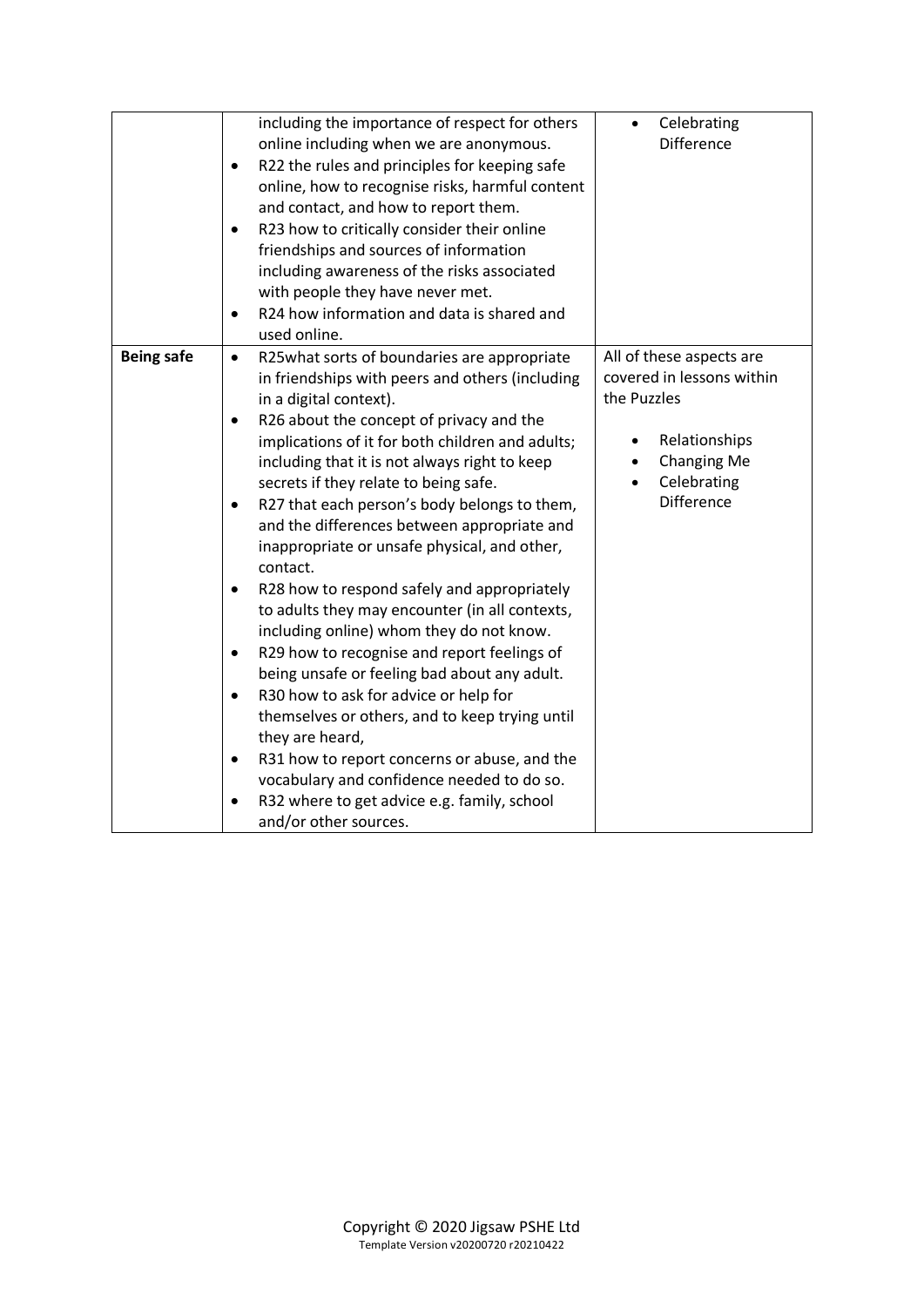| | | |
|---|---|---|
| | including the importance of respect for others online including when we are anonymous.<br>• R22 the rules and principles for keeping safe online, how to recognise risks, harmful content and contact, and how to report them.<br>• R23 how to critically consider their online friendships and sources of information including awareness of the risks associated with people they have never met.<br>• R24 how information and data is shared and used online. | • Celebrating Difference |
| **Being safe** | • R25what sorts of boundaries are appropriate in friendships with peers and others (including in a digital context).<br>• R26 about the concept of privacy and the implications of it for both children and adults; including that it is not always right to keep secrets if they relate to being safe.<br>• R27 that each person's body belongs to them, and the differences between appropriate and inappropriate or unsafe physical, and other, contact.<br>• R28 how to respond safely and appropriately to adults they may encounter (in all contexts, including online) whom they do not know.<br>• R29 how to recognise and report feelings of being unsafe or feeling bad about any adult.<br>• R30 how to ask for advice or help for themselves or others, and to keep trying until they are heard,<br>• R31 how to report concerns or abuse, and the vocabulary and confidence needed to do so.<br>• R32 where to get advice e.g. family, school and/or other sources. | All of these aspects are covered in lessons within the Puzzles<br><br>• Relationships<br>• Changing Me<br>• Celebrating Difference |

Copyright © 2020 Jigsaw PSHE Ltd
Template Version v20200720 r20210422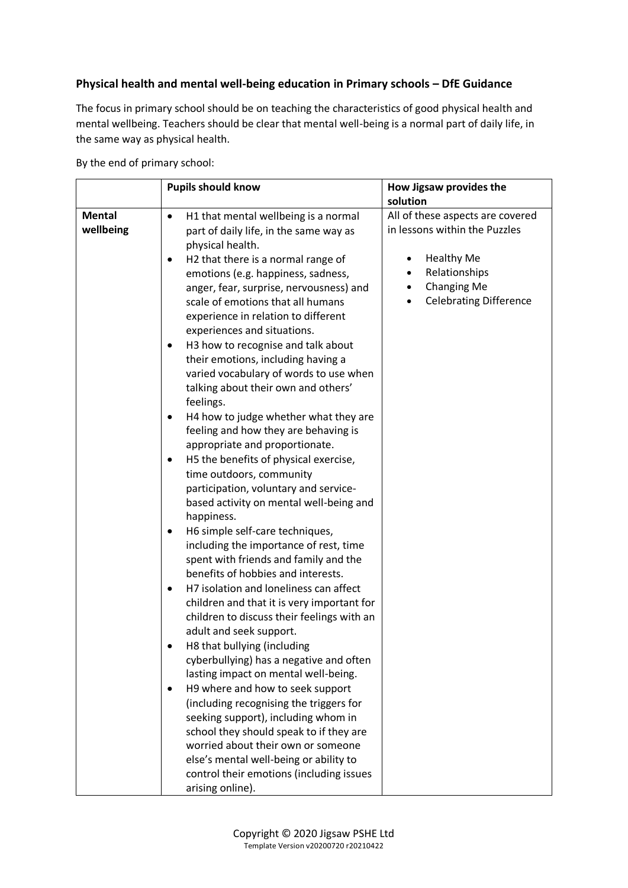**Physical health and mental well-being education in Primary schools – DfE Guidance**

The focus in primary school should be on teaching the characteristics of good physical health and mental wellbeing. Teachers should be clear that mental well-being is a normal part of daily life, in the same way as physical health.

By the end of primary school:

| | Pupils should know | How Jigsaw provides the solution |
|---|---|---|
| **Mental wellbeing** | • H1 that mental wellbeing is a normal part of daily life, in the same way as physical health.<br>• H2 that there is a normal range of emotions (e.g. happiness, sadness, anger, fear, surprise, nervousness) and scale of emotions that all humans experience in relation to different experiences and situations.<br>• H3 how to recognise and talk about their emotions, including having a varied vocabulary of words to use when talking about their own and others' feelings.<br>• H4 how to judge whether what they are feeling and how they are behaving is appropriate and proportionate.<br>• H5 the benefits of physical exercise, time outdoors, community participation, voluntary and service-based activity on mental well-being and happiness.<br>• H6 simple self-care techniques, including the importance of rest, time spent with friends and family and the benefits of hobbies and interests.<br>• H7 isolation and loneliness can affect children and that it is very important for children to discuss their feelings with an adult and seek support.<br>• H8 that bullying (including cyberbullying) has a negative and often lasting impact on mental well-being.<br>• H9 where and how to seek support (including recognising the triggers for seeking support), including whom in school they should speak to if they are worried about their own or someone else's mental well-being or ability to control their emotions (including issues arising online). | All of these aspects are covered in lessons within the Puzzles<br><br>• Healthy Me<br>• Relationships<br>• Changing Me<br>• Celebrating Difference |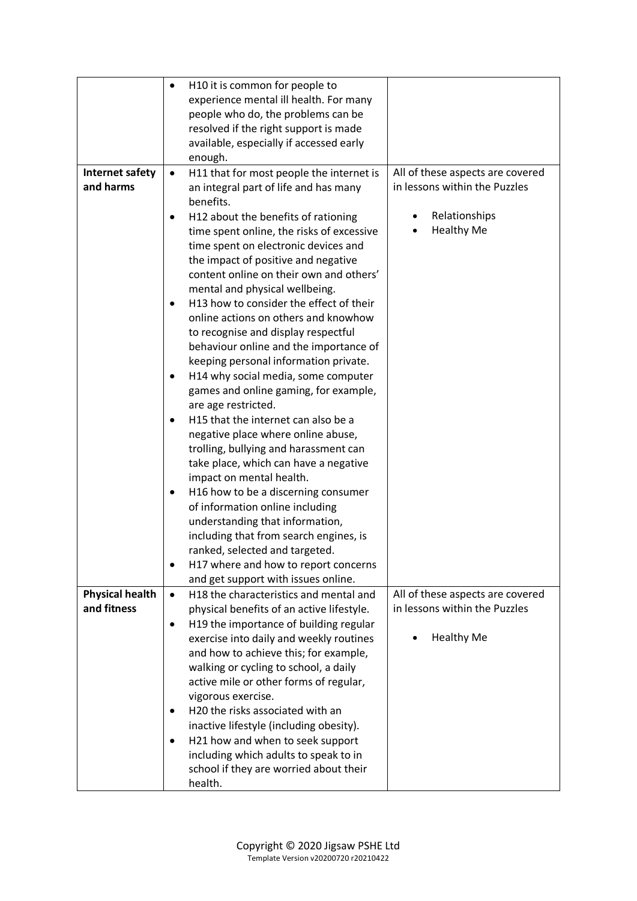| | | |
|---|---|---|
| | • H10 it is common for people to experience mental ill health. For many people who do, the problems can be resolved if the right support is made available, especially if accessed early enough. | |
| **Internet safety and harms** | • H11 that for most people the internet is an integral part of life and has many benefits.<br>• H12 about the benefits of rationing time spent online, the risks of excessive time spent on electronic devices and the impact of positive and negative content online on their own and others' mental and physical wellbeing.<br>• H13 how to consider the effect of their online actions on others and knowhow to recognise and display respectful behaviour online and the importance of keeping personal information private.<br>• H14 why social media, some computer games and online gaming, for example, are age restricted.<br>• H15 that the internet can also be a negative place where online abuse, trolling, bullying and harassment can take place, which can have a negative impact on mental health.<br>• H16 how to be a discerning consumer of information online including understanding that information, including that from search engines, is ranked, selected and targeted.<br>• H17 where and how to report concerns and get support with issues online. | All of these aspects are covered in lessons within the Puzzles<br>• Relationships<br>• Healthy Me |
| **Physical health and fitness** | • H18 the characteristics and mental and physical benefits of an active lifestyle.<br>• H19 the importance of building regular exercise into daily and weekly routines and how to achieve this; for example, walking or cycling to school, a daily active mile or other forms of regular, vigorous exercise.<br>• H20 the risks associated with an inactive lifestyle (including obesity).<br>• H21 how and when to seek support including which adults to speak to in school if they are worried about their health. | All of these aspects are covered in lessons within the Puzzles<br>• Healthy Me |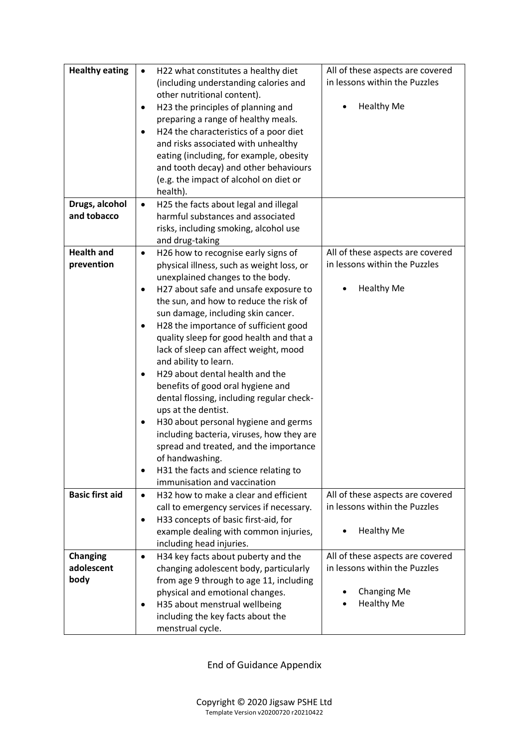| **Healthy eating** | <ul><li>H22 what constitutes a healthy diet (including understanding calories and other nutritional content).</li><li>H23 the principles of planning and preparing a range of healthy meals.</li><li>H24 the characteristics of a poor diet and risks associated with unhealthy eating (including, for example, obesity and tooth decay) and other behaviours (e.g. the impact of alcohol on diet or health).</li></ul> | All of these aspects are covered in lessons within the Puzzles<ul><li>Healthy Me</li></ul> |
|---|---|---|
| **Drugs, alcohol and tobacco** | <ul><li>H25 the facts about legal and illegal harmful substances and associated risks, including smoking, alcohol use and drug-taking</li></ul> | |
| **Health and prevention** | <ul><li>H26 how to recognise early signs of physical illness, such as weight loss, or unexplained changes to the body.</li><li>H27 about safe and unsafe exposure to the sun, and how to reduce the risk of sun damage, including skin cancer.</li><li>H28 the importance of sufficient good quality sleep for good health and that a lack of sleep can affect weight, mood and ability to learn.</li><li>H29 about dental health and the benefits of good oral hygiene and dental flossing, including regular check-ups at the dentist.</li><li>H30 about personal hygiene and germs including bacteria, viruses, how they are spread and treated, and the importance of handwashing.</li><li>H31 the facts and science relating to immunisation and vaccination</li></ul> | All of these aspects are covered in lessons within the Puzzles<ul><li>Healthy Me</li></ul> |
| **Basic first aid** | <ul><li>H32 how to make a clear and efficient call to emergency services if necessary.</li><li>H33 concepts of basic first-aid, for example dealing with common injuries, including head injuries.</li></ul> | All of these aspects are covered in lessons within the Puzzles<ul><li>Healthy Me</li></ul> |
| **Changing adolescent body** | <ul><li>H34 key facts about puberty and the changing adolescent body, particularly from age 9 through to age 11, including physical and emotional changes.</li><li>H35 about menstrual wellbeing including the key facts about the menstrual cycle.</li></ul> | All of these aspects are covered in lessons within the Puzzles<ul><li>Changing Me</li><li>Healthy Me</li></ul> |

End of Guidance Appendix

Copyright © 2020 Jigsaw PSHE Ltd
Template Version v20200720 r20210422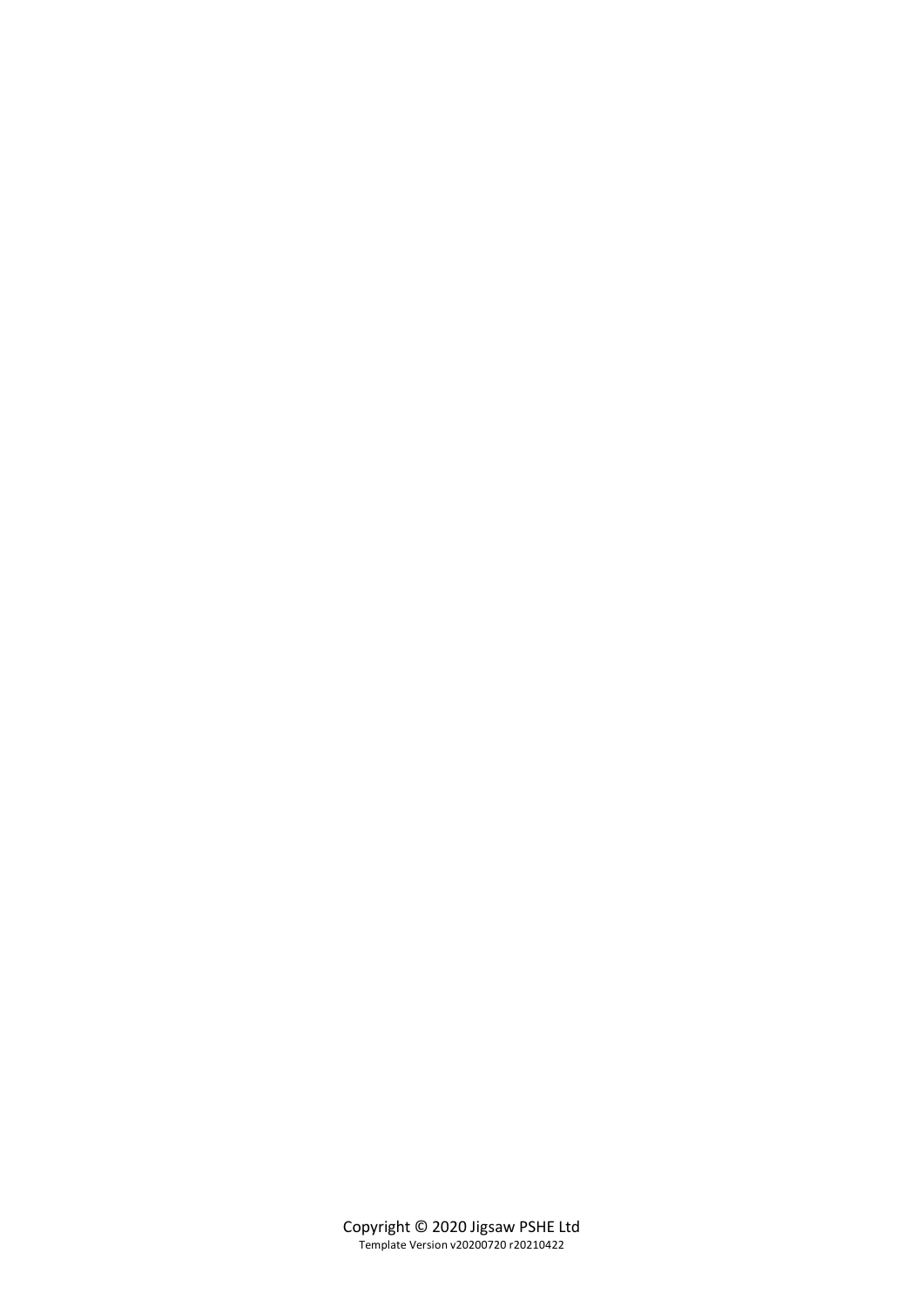Copyright © 2020 Jigsaw PSHE Ltd

Template Version v20200720 r20210422